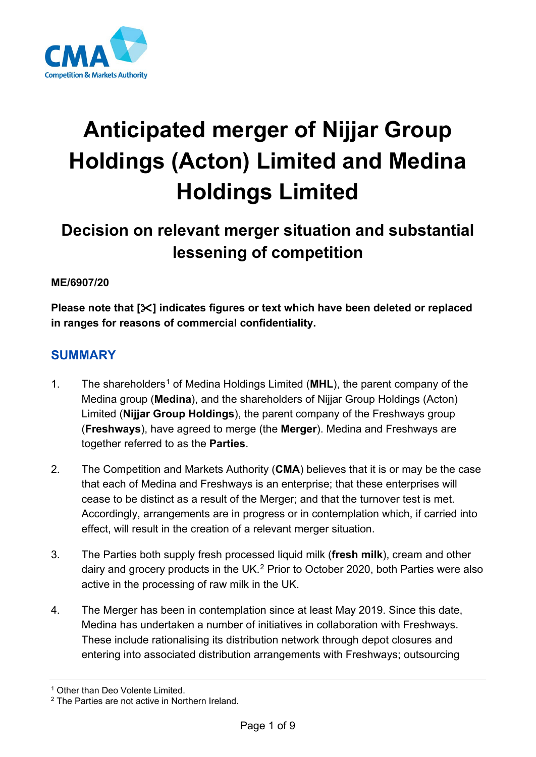# Anticipated merger of Nijjar Group Holdings (Acton) Limited and Medina Holdings Limited

## Decision on relevant merger situation and substantial lessening of competition

**ME/6907/20**

**Please note that [✂] indicates figures or text which have been deleted or replaced in ranges for reasons of commercial confidentiality.**

## SUMMARY

1. The shareholders[1] of Medina Holdings Limited (**MHL**), the parent company of the Medina group (**Medina**), and the shareholders of Nijjar Group Holdings (Acton) Limited (**Nijjar Group Holdings**), the parent company of the Freshways group (**Freshways**), have agreed to merge (the **Merger**). Medina and Freshways are together referred to as the **Parties**.

2. The Competition and Markets Authority (**CMA**) believes that it is or may be the case that each of Medina and Freshways is an enterprise; that these enterprises will cease to be distinct as a result of the Merger; and that the turnover test is met. Accordingly, arrangements are in progress or in contemplation which, if carried into effect, will result in the creation of a relevant merger situation.

3. The Parties both supply fresh processed liquid milk (**fresh milk**), cream and other dairy and grocery products in the UK.[2] Prior to October 2020, both Parties were also active in the processing of raw milk in the UK.

4. The Merger has been in contemplation since at least May 2019. Since this date, Medina has undertaken a number of initiatives in collaboration with Freshways. These include rationalising its distribution network through depot closures and entering into associated distribution arrangements with Freshways; outsourcing

[1] Other than Deo Volente Limited.

[2] The Parties are not active in Northern Ireland.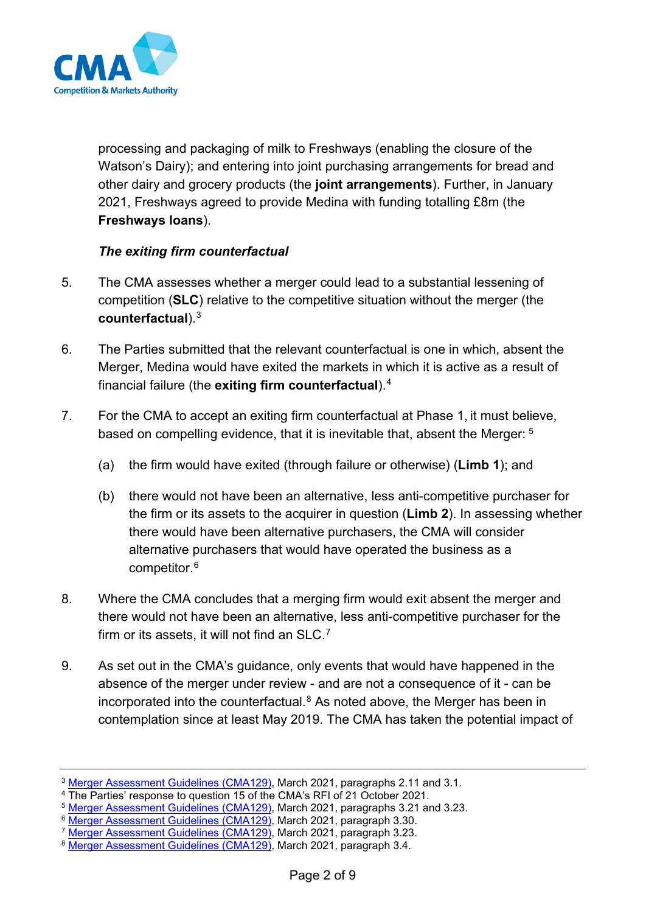processing and packaging of milk to Freshways (enabling the closure of the Watson's Dairy); and entering into joint purchasing arrangements for bread and other dairy and grocery products (the **joint arrangements**). Further, in January 2021, Freshways agreed to provide Medina with funding totalling £8m (the **Freshways loans**).

### *The exiting firm counterfactual*

5. The CMA assesses whether a merger could lead to a substantial lessening of competition (**SLC**) relative to the competitive situation without the merger (the **counterfactual**).[3]

6. The Parties submitted that the relevant counterfactual is one in which, absent the Merger, Medina would have exited the markets in which it is active as a result of financial failure (the **exiting firm counterfactual**).[4]

7. For the CMA to accept an exiting firm counterfactual at Phase 1, it must believe, based on compelling evidence, that it is inevitable that, absent the Merger: [5]

   (a) the firm would have exited (through failure or otherwise) (**Limb 1**); and

   (b) there would not have been an alternative, less anti-competitive purchaser for the firm or its assets to the acquirer in question (**Limb 2**). In assessing whether there would have been alternative purchasers, the CMA will consider alternative purchasers that would have operated the business as a competitor.[6]

8. Where the CMA concludes that a merging firm would exit absent the merger and there would not have been an alternative, less anti-competitive purchaser for the firm or its assets, it will not find an SLC.[7]

9. As set out in the CMA's guidance, only events that would have happened in the absence of the merger under review - and are not a consequence of it - can be incorporated into the counterfactual.[8] As noted above, the Merger has been in contemplation since at least May 2019. The CMA has taken the potential impact of

---

[3] Merger Assessment Guidelines (CMA129), March 2021, paragraphs 2.11 and 3.1.
[4] The Parties' response to question 15 of the CMA's RFI of 21 October 2021.
[5] Merger Assessment Guidelines (CMA129), March 2021, paragraphs 3.21 and 3.23.
[6] Merger Assessment Guidelines (CMA129), March 2021, paragraph 3.30.
[7] Merger Assessment Guidelines (CMA129), March 2021, paragraph 3.23.
[8] Merger Assessment Guidelines (CMA129), March 2021, paragraph 3.4.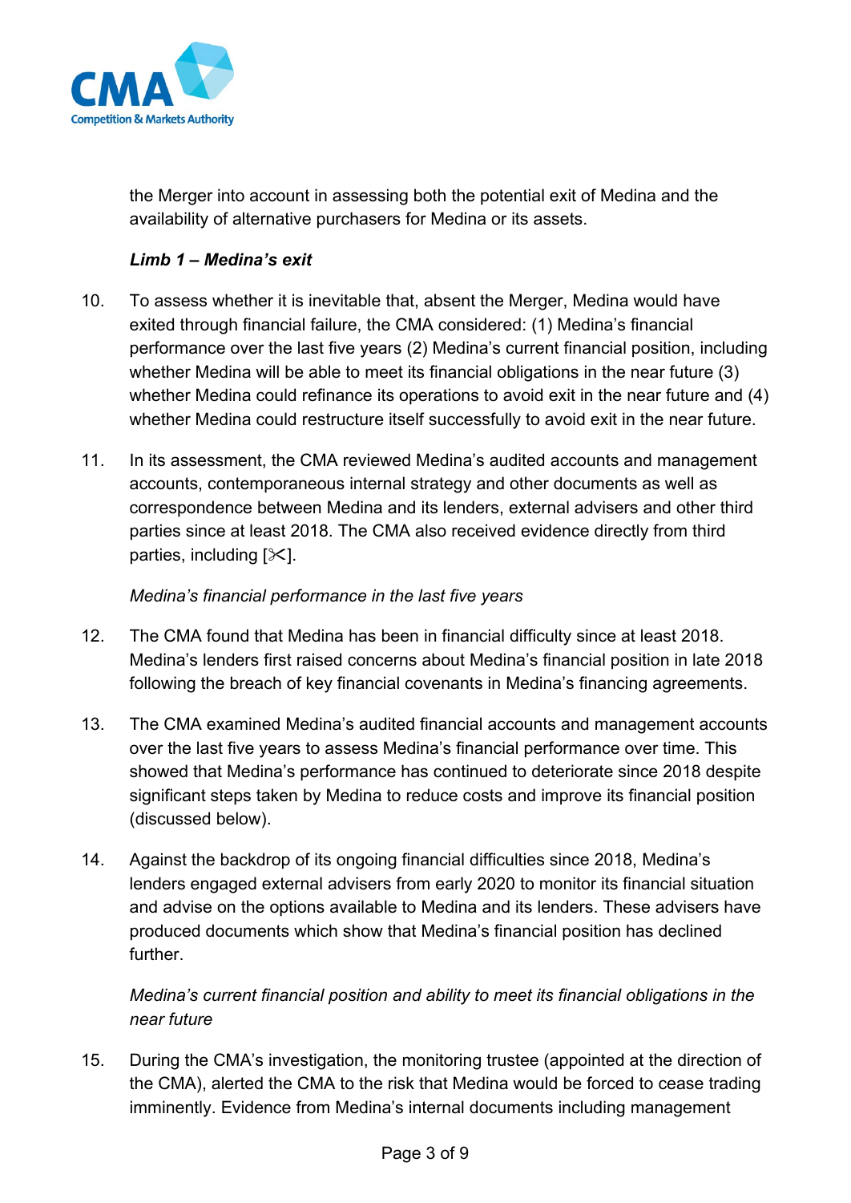the Merger into account in assessing both the potential exit of Medina and the availability of alternative purchasers for Medina or its assets.

***Limb 1 – Medina's exit***

10. To assess whether it is inevitable that, absent the Merger, Medina would have exited through financial failure, the CMA considered: (1) Medina's financial performance over the last five years (2) Medina's current financial position, including whether Medina will be able to meet its financial obligations in the near future (3) whether Medina could refinance its operations to avoid exit in the near future and (4) whether Medina could restructure itself successfully to avoid exit in the near future.

11. In its assessment, the CMA reviewed Medina's audited accounts and management accounts, contemporaneous internal strategy and other documents as well as correspondence between Medina and its lenders, external advisers and other third parties since at least 2018. The CMA also received evidence directly from third parties, including [✂].

*Medina's financial performance in the last five years*

12. The CMA found that Medina has been in financial difficulty since at least 2018. Medina's lenders first raised concerns about Medina's financial position in late 2018 following the breach of key financial covenants in Medina's financing agreements.

13. The CMA examined Medina's audited financial accounts and management accounts over the last five years to assess Medina's financial performance over time. This showed that Medina's performance has continued to deteriorate since 2018 despite significant steps taken by Medina to reduce costs and improve its financial position (discussed below).

14. Against the backdrop of its ongoing financial difficulties since 2018, Medina's lenders engaged external advisers from early 2020 to monitor its financial situation and advise on the options available to Medina and its lenders. These advisers have produced documents which show that Medina's financial position has declined further.

*Medina's current financial position and ability to meet its financial obligations in the near future*

15. During the CMA's investigation, the monitoring trustee (appointed at the direction of the CMA), alerted the CMA to the risk that Medina would be forced to cease trading imminently. Evidence from Medina's internal documents including management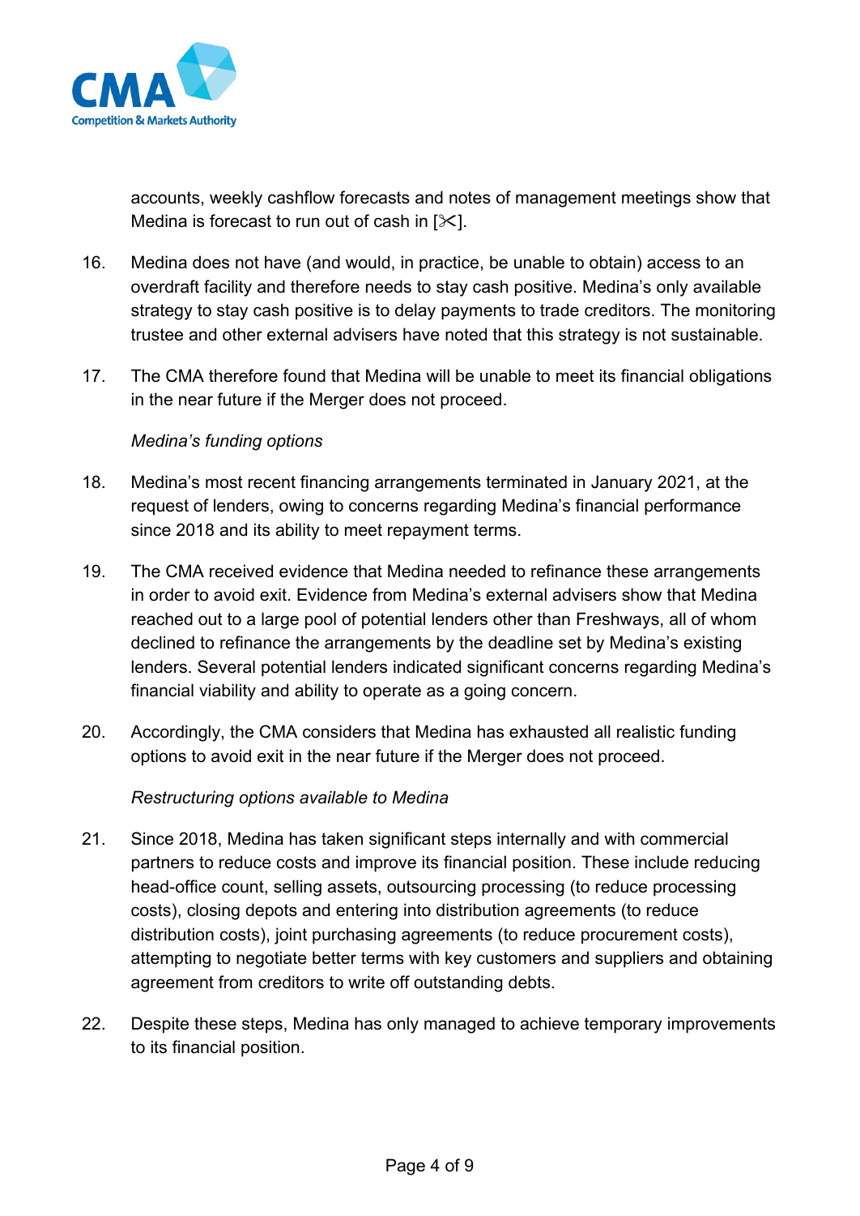accounts, weekly cashflow forecasts and notes of management meetings show that Medina is forecast to run out of cash in [✂].

16. Medina does not have (and would, in practice, be unable to obtain) access to an overdraft facility and therefore needs to stay cash positive. Medina's only available strategy to stay cash positive is to delay payments to trade creditors. The monitoring trustee and other external advisers have noted that this strategy is not sustainable.

17. The CMA therefore found that Medina will be unable to meet its financial obligations in the near future if the Merger does not proceed.

*Medina's funding options*

18. Medina's most recent financing arrangements terminated in January 2021, at the request of lenders, owing to concerns regarding Medina's financial performance since 2018 and its ability to meet repayment terms.

19. The CMA received evidence that Medina needed to refinance these arrangements in order to avoid exit. Evidence from Medina's external advisers show that Medina reached out to a large pool of potential lenders other than Freshways, all of whom declined to refinance the arrangements by the deadline set by Medina's existing lenders. Several potential lenders indicated significant concerns regarding Medina's financial viability and ability to operate as a going concern.

20. Accordingly, the CMA considers that Medina has exhausted all realistic funding options to avoid exit in the near future if the Merger does not proceed.

*Restructuring options available to Medina*

21. Since 2018, Medina has taken significant steps internally and with commercial partners to reduce costs and improve its financial position. These include reducing head-office count, selling assets, outsourcing processing (to reduce processing costs), closing depots and entering into distribution agreements (to reduce distribution costs), joint purchasing agreements (to reduce procurement costs), attempting to negotiate better terms with key customers and suppliers and obtaining agreement from creditors to write off outstanding debts.

22. Despite these steps, Medina has only managed to achieve temporary improvements to its financial position.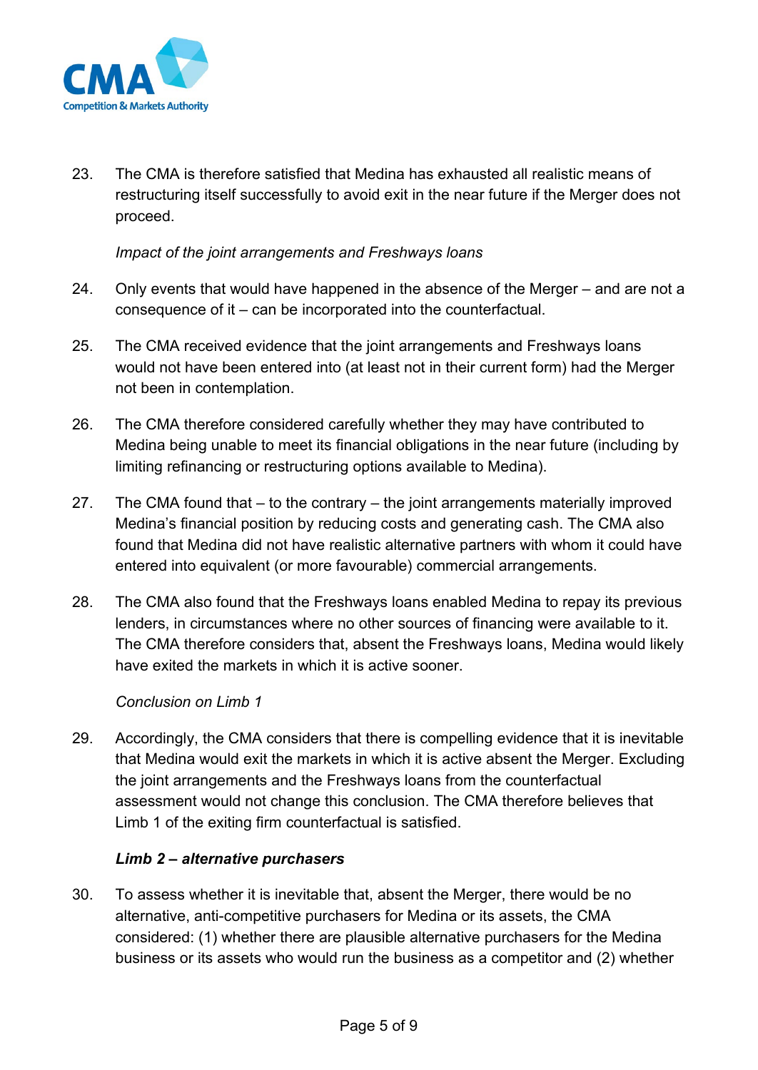23. The CMA is therefore satisfied that Medina has exhausted all realistic means of restructuring itself successfully to avoid exit in the near future if the Merger does not proceed.

*Impact of the joint arrangements and Freshways loans*

24. Only events that would have happened in the absence of the Merger – and are not a consequence of it – can be incorporated into the counterfactual.

25. The CMA received evidence that the joint arrangements and Freshways loans would not have been entered into (at least not in their current form) had the Merger not been in contemplation.

26. The CMA therefore considered carefully whether they may have contributed to Medina being unable to meet its financial obligations in the near future (including by limiting refinancing or restructuring options available to Medina).

27. The CMA found that – to the contrary – the joint arrangements materially improved Medina's financial position by reducing costs and generating cash. The CMA also found that Medina did not have realistic alternative partners with whom it could have entered into equivalent (or more favourable) commercial arrangements.

28. The CMA also found that the Freshways loans enabled Medina to repay its previous lenders, in circumstances where no other sources of financing were available to it. The CMA therefore considers that, absent the Freshways loans, Medina would likely have exited the markets in which it is active sooner.

*Conclusion on Limb 1*

29. Accordingly, the CMA considers that there is compelling evidence that it is inevitable that Medina would exit the markets in which it is active absent the Merger. Excluding the joint arrangements and the Freshways loans from the counterfactual assessment would not change this conclusion. The CMA therefore believes that Limb 1 of the exiting firm counterfactual is satisfied.

***Limb 2 – alternative purchasers***

30. To assess whether it is inevitable that, absent the Merger, there would be no alternative, anti-competitive purchasers for Medina or its assets, the CMA considered: (1) whether there are plausible alternative purchasers for the Medina business or its assets who would run the business as a competitor and (2) whether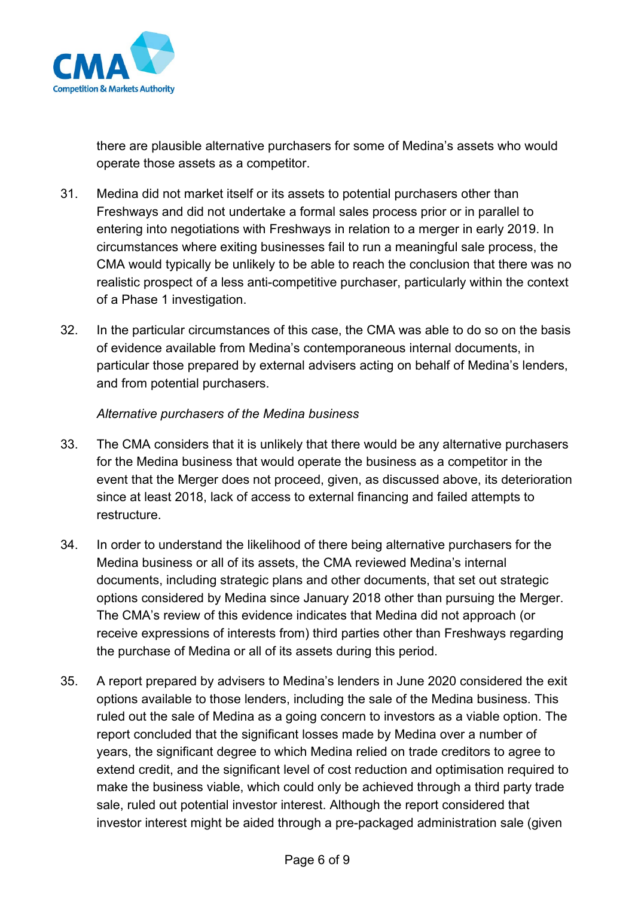there are plausible alternative purchasers for some of Medina's assets who would operate those assets as a competitor.

31. Medina did not market itself or its assets to potential purchasers other than Freshways and did not undertake a formal sales process prior or in parallel to entering into negotiations with Freshways in relation to a merger in early 2019. In circumstances where exiting businesses fail to run a meaningful sale process, the CMA would typically be unlikely to be able to reach the conclusion that there was no realistic prospect of a less anti-competitive purchaser, particularly within the context of a Phase 1 investigation.

32. In the particular circumstances of this case, the CMA was able to do so on the basis of evidence available from Medina's contemporaneous internal documents, in particular those prepared by external advisers acting on behalf of Medina's lenders, and from potential purchasers.

*Alternative purchasers of the Medina business*

33. The CMA considers that it is unlikely that there would be any alternative purchasers for the Medina business that would operate the business as a competitor in the event that the Merger does not proceed, given, as discussed above, its deterioration since at least 2018, lack of access to external financing and failed attempts to restructure.

34. In order to understand the likelihood of there being alternative purchasers for the Medina business or all of its assets, the CMA reviewed Medina's internal documents, including strategic plans and other documents, that set out strategic options considered by Medina since January 2018 other than pursuing the Merger. The CMA's review of this evidence indicates that Medina did not approach (or receive expressions of interests from) third parties other than Freshways regarding the purchase of Medina or all of its assets during this period.

35. A report prepared by advisers to Medina's lenders in June 2020 considered the exit options available to those lenders, including the sale of the Medina business. This ruled out the sale of Medina as a going concern to investors as a viable option. The report concluded that the significant losses made by Medina over a number of years, the significant degree to which Medina relied on trade creditors to agree to extend credit, and the significant level of cost reduction and optimisation required to make the business viable, which could only be achieved through a third party trade sale, ruled out potential investor interest. Although the report considered that investor interest might be aided through a pre-packaged administration sale (given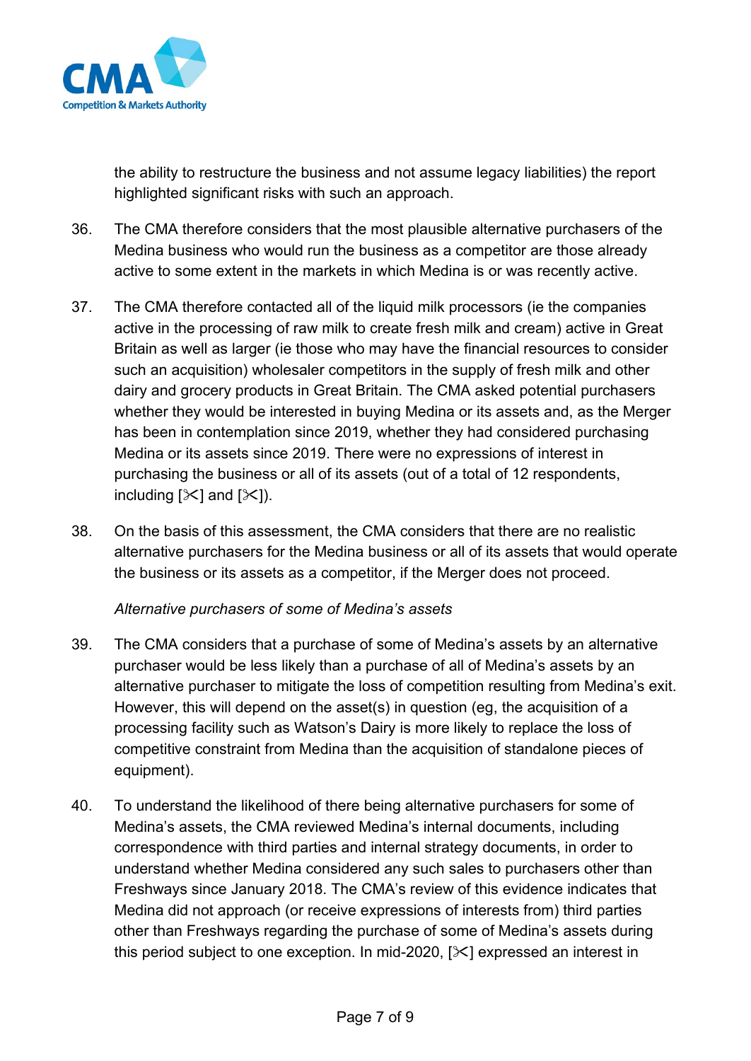the ability to restructure the business and not assume legacy liabilities) the report highlighted significant risks with such an approach.

36. The CMA therefore considers that the most plausible alternative purchasers of the Medina business who would run the business as a competitor are those already active to some extent in the markets in which Medina is or was recently active.

37. The CMA therefore contacted all of the liquid milk processors (ie the companies active in the processing of raw milk to create fresh milk and cream) active in Great Britain as well as larger (ie those who may have the financial resources to consider such an acquisition) wholesaler competitors in the supply of fresh milk and other dairy and grocery products in Great Britain. The CMA asked potential purchasers whether they would be interested in buying Medina or its assets and, as the Merger has been in contemplation since 2019, whether they had considered purchasing Medina or its assets since 2019. There were no expressions of interest in purchasing the business or all of its assets (out of a total of 12 respondents, including [✂] and [✂]).

38. On the basis of this assessment, the CMA considers that there are no realistic alternative purchasers for the Medina business or all of its assets that would operate the business or its assets as a competitor, if the Merger does not proceed.

*Alternative purchasers of some of Medina's assets*

39. The CMA considers that a purchase of some of Medina's assets by an alternative purchaser would be less likely than a purchase of all of Medina's assets by an alternative purchaser to mitigate the loss of competition resulting from Medina's exit. However, this will depend on the asset(s) in question (eg, the acquisition of a processing facility such as Watson's Dairy is more likely to replace the loss of competitive constraint from Medina than the acquisition of standalone pieces of equipment).

40. To understand the likelihood of there being alternative purchasers for some of Medina's assets, the CMA reviewed Medina's internal documents, including correspondence with third parties and internal strategy documents, in order to understand whether Medina considered any such sales to purchasers other than Freshways since January 2018. The CMA's review of this evidence indicates that Medina did not approach (or receive expressions of interests from) third parties other than Freshways regarding the purchase of some of Medina's assets during this period subject to one exception. In mid-2020, [✂] expressed an interest in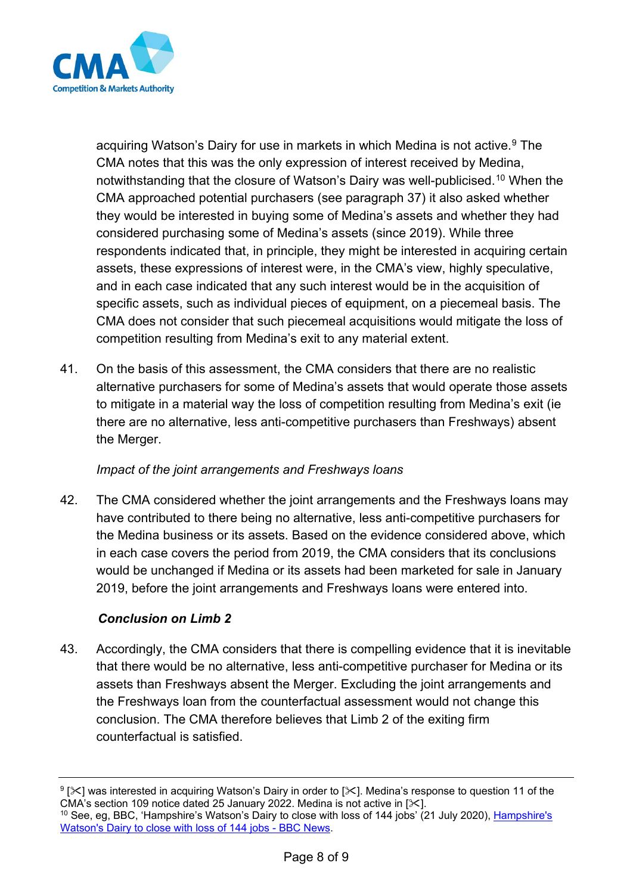acquiring Watson's Dairy for use in markets in which Medina is not active.[9] The CMA notes that this was the only expression of interest received by Medina, notwithstanding that the closure of Watson's Dairy was well-publicised.[10] When the CMA approached potential purchasers (see paragraph 37) it also asked whether they would be interested in buying some of Medina's assets and whether they had considered purchasing some of Medina's assets (since 2019). While three respondents indicated that, in principle, they might be interested in acquiring certain assets, these expressions of interest were, in the CMA's view, highly speculative, and in each case indicated that any such interest would be in the acquisition of specific assets, such as individual pieces of equipment, on a piecemeal basis. The CMA does not consider that such piecemeal acquisitions would mitigate the loss of competition resulting from Medina's exit to any material extent.

41. On the basis of this assessment, the CMA considers that there are no realistic alternative purchasers for some of Medina's assets that would operate those assets to mitigate in a material way the loss of competition resulting from Medina's exit (ie there are no alternative, less anti-competitive purchasers than Freshways) absent the Merger.

*Impact of the joint arrangements and Freshways loans*

42. The CMA considered whether the joint arrangements and the Freshways loans may have contributed to there being no alternative, less anti-competitive purchasers for the Medina business or its assets. Based on the evidence considered above, which in each case covers the period from 2019, the CMA considers that its conclusions would be unchanged if Medina or its assets had been marketed for sale in January 2019, before the joint arrangements and Freshways loans were entered into.

***Conclusion on Limb 2***

43. Accordingly, the CMA considers that there is compelling evidence that it is inevitable that there would be no alternative, less anti-competitive purchaser for Medina or its assets than Freshways absent the Merger. Excluding the joint arrangements and the Freshways loan from the counterfactual assessment would not change this conclusion. The CMA therefore believes that Limb 2 of the exiting firm counterfactual is satisfied.

---

[9] [✂] was interested in acquiring Watson's Dairy in order to [✂]. Medina's response to question 11 of the CMA's section 109 notice dated 25 January 2022. Medina is not active in [✂].

[10] See, eg, BBC, 'Hampshire's Watson's Dairy to close with loss of 144 jobs' (21 July 2020), Hampshire's Watson's Dairy to close with loss of 144 jobs - BBC News.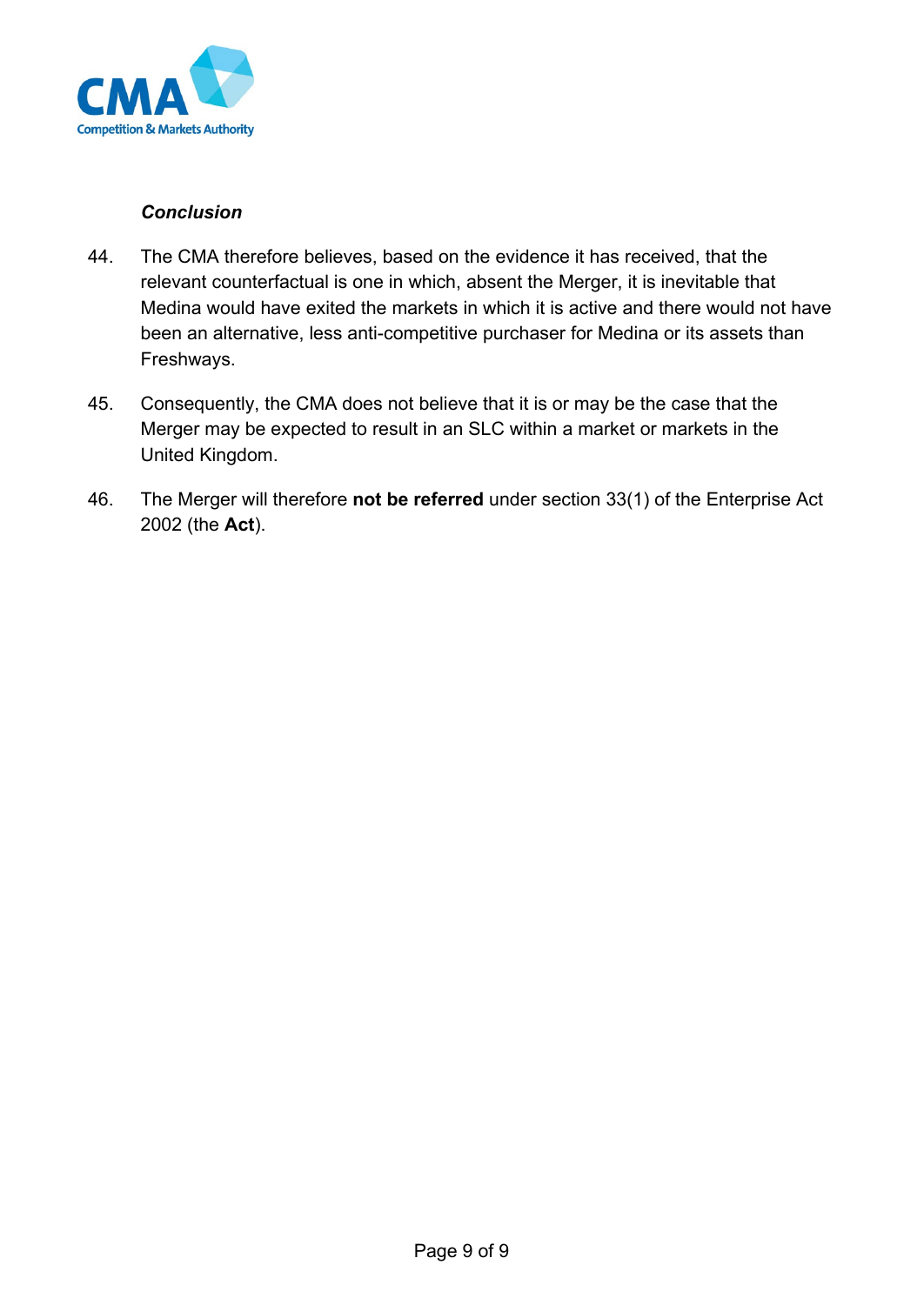***Conclusion***

44. The CMA therefore believes, based on the evidence it has received, that the relevant counterfactual is one in which, absent the Merger, it is inevitable that Medina would have exited the markets in which it is active and there would not have been an alternative, less anti-competitive purchaser for Medina or its assets than Freshways.

45. Consequently, the CMA does not believe that it is or may be the case that the Merger may be expected to result in an SLC within a market or markets in the United Kingdom.

46. The Merger will therefore **not be referred** under section 33(1) of the Enterprise Act 2002 (the **Act**).